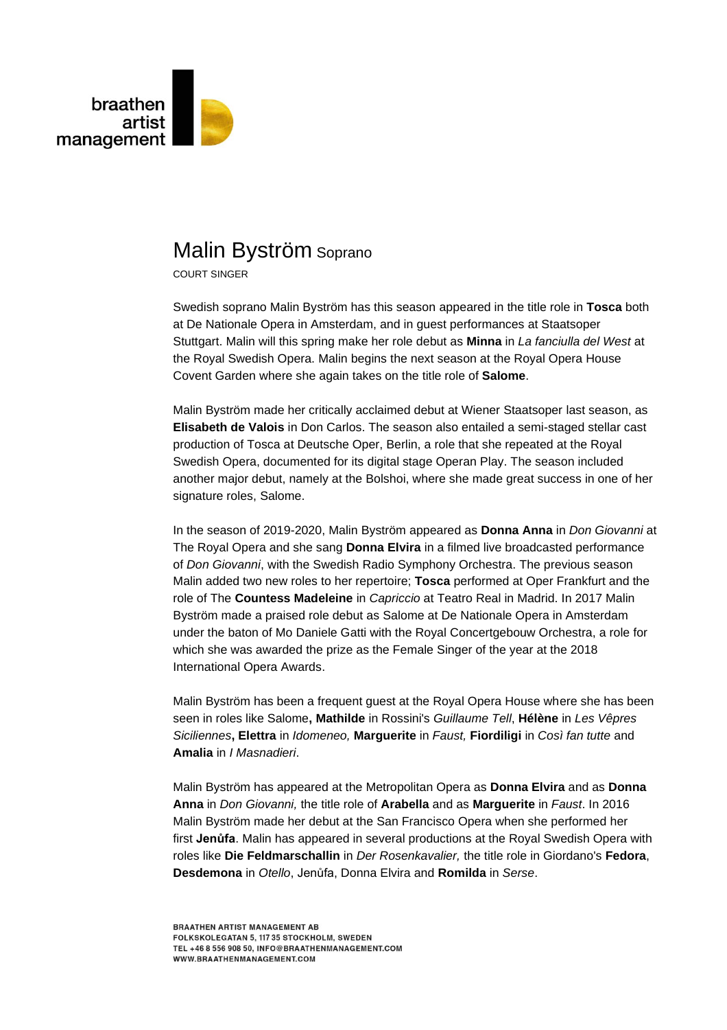braathen artist management

# Malin Byström Soprano

COURT SINGER

Swedish soprano Malin Byström has this season appeared in the title role in **Tosca** both at De Nationale Opera in Amsterdam, and in guest performances at Staatsoper Stuttgart. Malin will this spring make her role debut as **Minna** in *La fanciulla del West* at the Royal Swedish Opera. Malin begins the next season at the Royal Opera House Covent Garden where she again takes on the title role of **Salome**.

Malin Byström made her critically acclaimed debut at Wiener Staatsoper last season, as **Elisabeth de Valois** in Don Carlos. The season also entailed a semi-staged stellar cast production of Tosca at Deutsche Oper, Berlin, a role that she repeated at the Royal Swedish Opera, documented for its digital stage Operan Play. The season included another major debut, namely at the Bolshoi, where she made great success in one of her signature roles, Salome.

In the season of 2019-2020, Malin Byström appeared as **Donna Anna** in *Don Giovanni* at The Royal Opera and she sang **Donna Elvira** in a filmed live broadcasted performance of *Don Giovanni*, with the Swedish Radio Symphony Orchestra. The previous season Malin added two new roles to her repertoire; **Tosca** performed at Oper Frankfurt and the role of The **Countess Madeleine** in *Capriccio* at Teatro Real in Madrid. In 2017 Malin Byström made a praised role debut as Salome at De Nationale Opera in Amsterdam under the baton of Mo Daniele Gatti with the Royal Concertgebouw Orchestra, a role for which she was awarded the prize as the Female Singer of the year at the 2018 International Opera Awards.

Malin Byström has been a frequent guest at the Royal Opera House where she has been seen in roles like Salome**, Mathilde** in Rossini's *Guillaume Tell*, **Hélène** in *Les Vêpres Siciliennes***, Elettra** in *Idomeneo,* **Marguerite** in *Faust,* **Fiordiligi** in *Così fan tutte* and **Amalia** in *I Masnadieri*.

Malin Byström has appeared at the Metropolitan Opera as **Donna Elvira** and as **Donna Anna** in *Don Giovanni,* the title role of **Arabella** and as **Marguerite** in *Faust*. In 2016 Malin Byström made her debut at the San Francisco Opera when she performed her first **Jenůfa**. Malin has appeared in several productions at the Royal Swedish Opera with roles like **Die Feldmarschallin** in *Der Rosenkavalier,* the title role in Giordano's **Fedora**, **Desdemona** in *Otello*, Jenůfa, Donna Elvira and **Romilda** in *Serse*.

BRAATHEN ARTIST MANAGEMENT AB
FOLKSKOLEGATAN 5, 117 35 STOCKHOLM, SWEDEN
TEL +46 8 556 908 50, INFO@BRAATHENMANAGEMENT.COM
WWW.BRAATHENMANAGEMENT.COM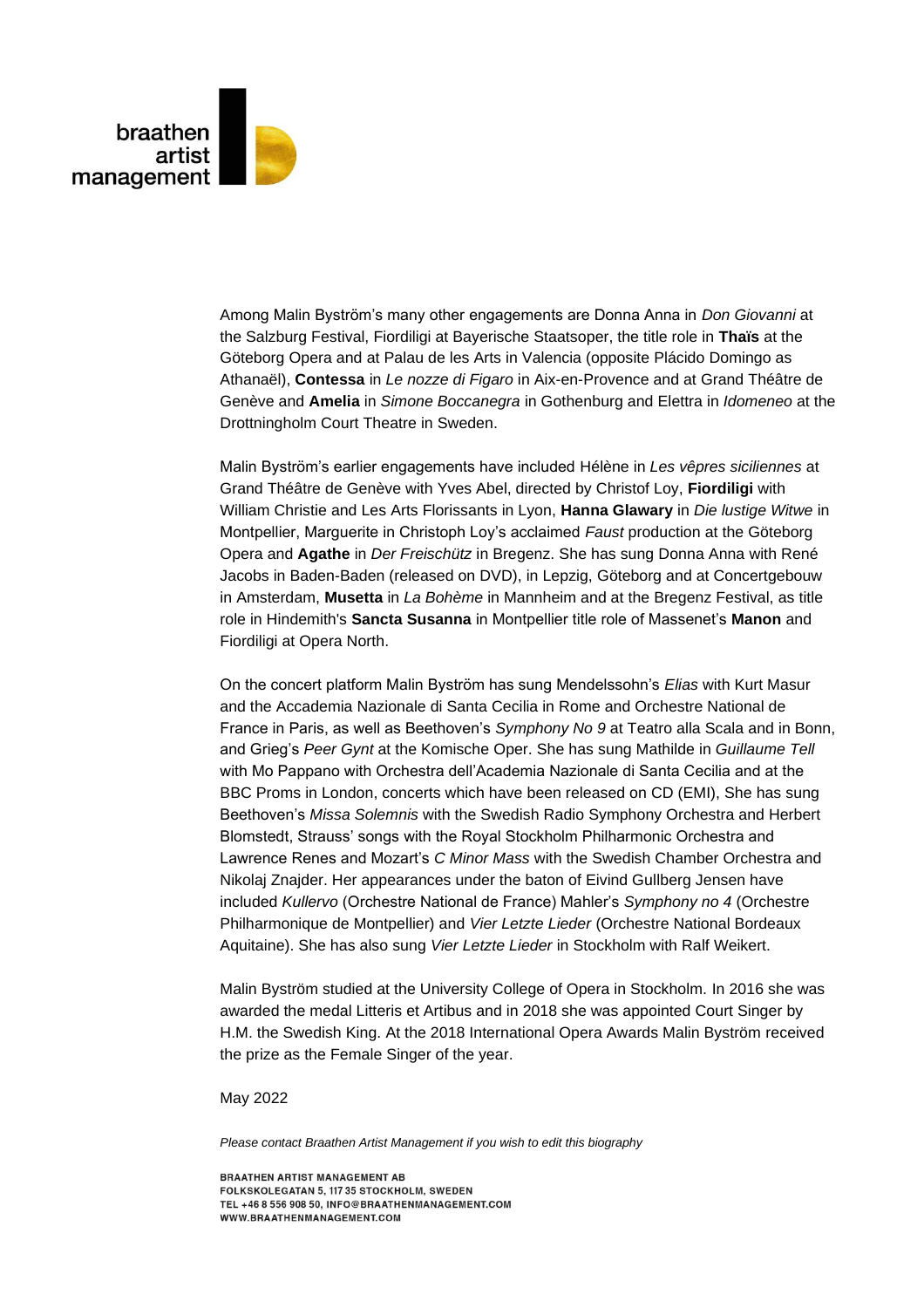Among Malin Byström's many other engagements are Donna Anna in *Don Giovanni* at the Salzburg Festival, Fiordiligi at Bayerische Staatsoper, the title role in **Thaïs** at the Göteborg Opera and at Palau de les Arts in Valencia (opposite Plácido Domingo as Athanaël), **Contessa** in *Le nozze di Figaro* in Aix-en-Provence and at Grand Théâtre de Genève and **Amelia** in *Simone Boccanegra* in Gothenburg and Elettra in *Idomeneo* at the Drottningholm Court Theatre in Sweden.

Malin Byström's earlier engagements have included Hélène in *Les vêpres siciliennes* at Grand Théâtre de Genève with Yves Abel, directed by Christof Loy, **Fiordiligi** with William Christie and Les Arts Florissants in Lyon, **Hanna Glawary** in *Die lustige Witwe* in Montpellier, Marguerite in Christoph Loy's acclaimed *Faust* production at the Göteborg Opera and **Agathe** in *Der Freischütz* in Bregenz. She has sung Donna Anna with René Jacobs in Baden-Baden (released on DVD), in Lepzig, Göteborg and at Concertgebouw in Amsterdam, **Musetta** in *La Bohème* in Mannheim and at the Bregenz Festival, as title role in Hindemith's **Sancta Susanna** in Montpellier title role of Massenet's **Manon** and Fiordiligi at Opera North.

On the concert platform Malin Byström has sung Mendelssohn's *Elias* with Kurt Masur and the Accademia Nazionale di Santa Cecilia in Rome and Orchestre National de France in Paris, as well as Beethoven's *Symphony No 9* at Teatro alla Scala and in Bonn, and Grieg's *Peer Gynt* at the Komische Oper. She has sung Mathilde in *Guillaume Tell* with Mo Pappano with Orchestra dell'Academia Nazionale di Santa Cecilia and at the BBC Proms in London, concerts which have been released on CD (EMI), She has sung Beethoven's *Missa Solemnis* with the Swedish Radio Symphony Orchestra and Herbert Blomstedt, Strauss' songs with the Royal Stockholm Philharmonic Orchestra and Lawrence Renes and Mozart's *C Minor Mass* with the Swedish Chamber Orchestra and Nikolaj Znajder. Her appearances under the baton of Eivind Gullberg Jensen have included *Kullervo* (Orchestre National de France) Mahler's *Symphony no 4* (Orchestre Philharmonique de Montpellier) and *Vier Letzte Lieder* (Orchestre National Bordeaux Aquitaine). She has also sung *Vier Letzte Lieder* in Stockholm with Ralf Weikert.

Malin Byström studied at the University College of Opera in Stockholm. In 2016 she was awarded the medal Litteris et Artibus and in 2018 she was appointed Court Singer by H.M. the Swedish King. At the 2018 International Opera Awards Malin Byström received the prize as the Female Singer of the year.

May 2022

*Please contact Braathen Artist Management if you wish to edit this biography*

BRAATHEN ARTIST MANAGEMENT AB
FOLKSKOLEGATAN 5, 117 35 STOCKHOLM, SWEDEN
TEL +46 8 556 908 50, INFO@BRAATHENMANAGEMENT.COM
WWW.BRAATHENMANAGEMENT.COM